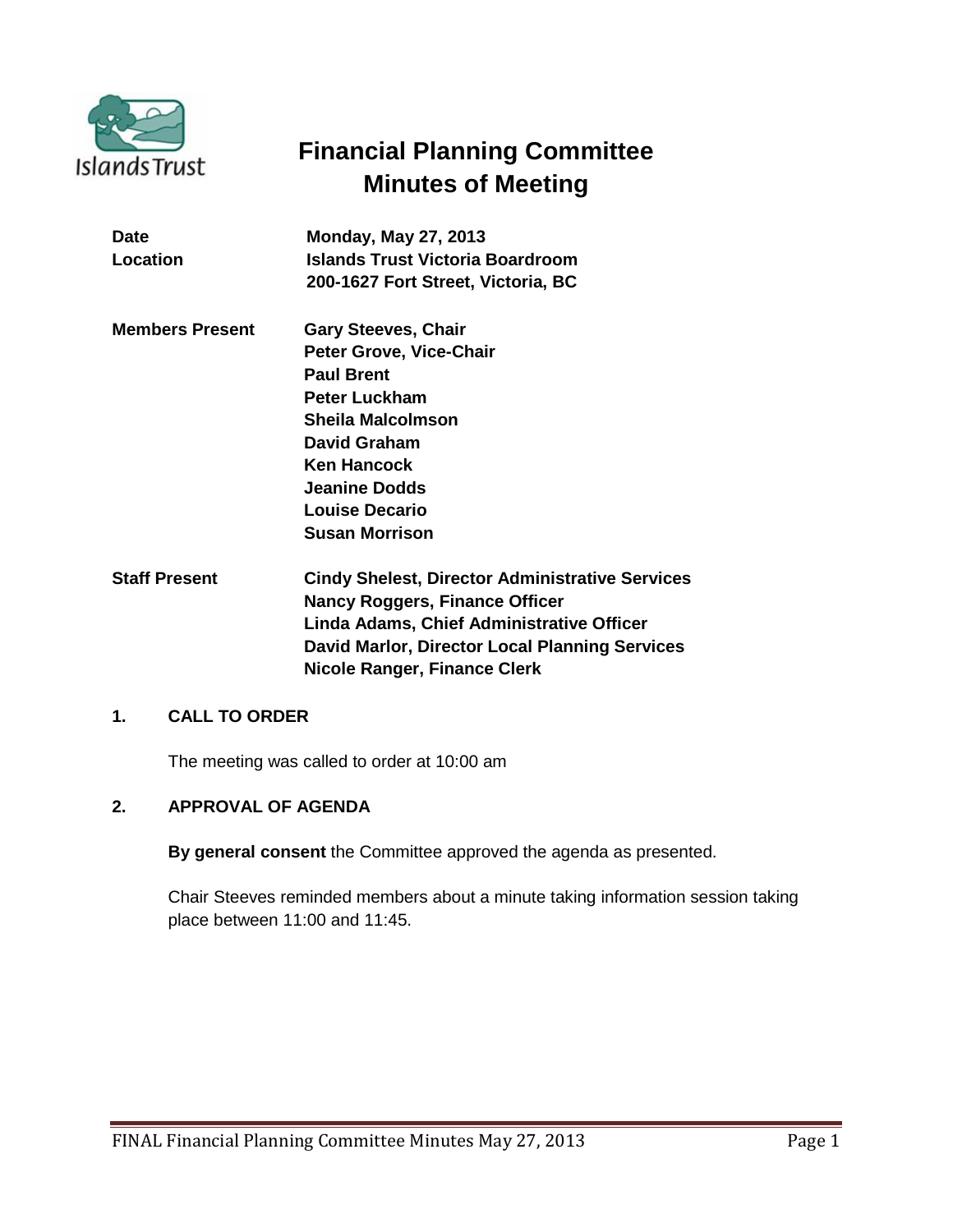Islands Trust

# Financial Planning Committee Minutes of Meeting

| | |
|---|---|
| **Date** | **Monday, May 27, 2013** |
| **Location** | **Islands Trust Victoria Boardroom** |
| | **200-1627 Fort Street, Victoria, BC** |

| | |
|---|---|
| **Members Present** | **Gary Steeves, Chair** |
| | **Peter Grove, Vice-Chair** |
| | **Paul Brent** |
| | **Peter Luckham** |
| | **Sheila Malcolmson** |
| | **David Graham** |
| | **Ken Hancock** |
| | **Jeanine Dodds** |
| | **Louise Decario** |
| | **Susan Morrison** |

| | |
|---|---|
| **Staff Present** | **Cindy Shelest, Director Administrative Services** |
| | **Nancy Roggers, Finance Officer** |
| | **Linda Adams, Chief Administrative Officer** |
| | **David Marlor, Director Local Planning Services** |
| | **Nicole Ranger, Finance Clerk** |

## 1. CALL TO ORDER

The meeting was called to order at 10:00 am

## 2. APPROVAL OF AGENDA

**By general consent** the Committee approved the agenda as presented.

Chair Steeves reminded members about a minute taking information session taking place between 11:00 and 11:45.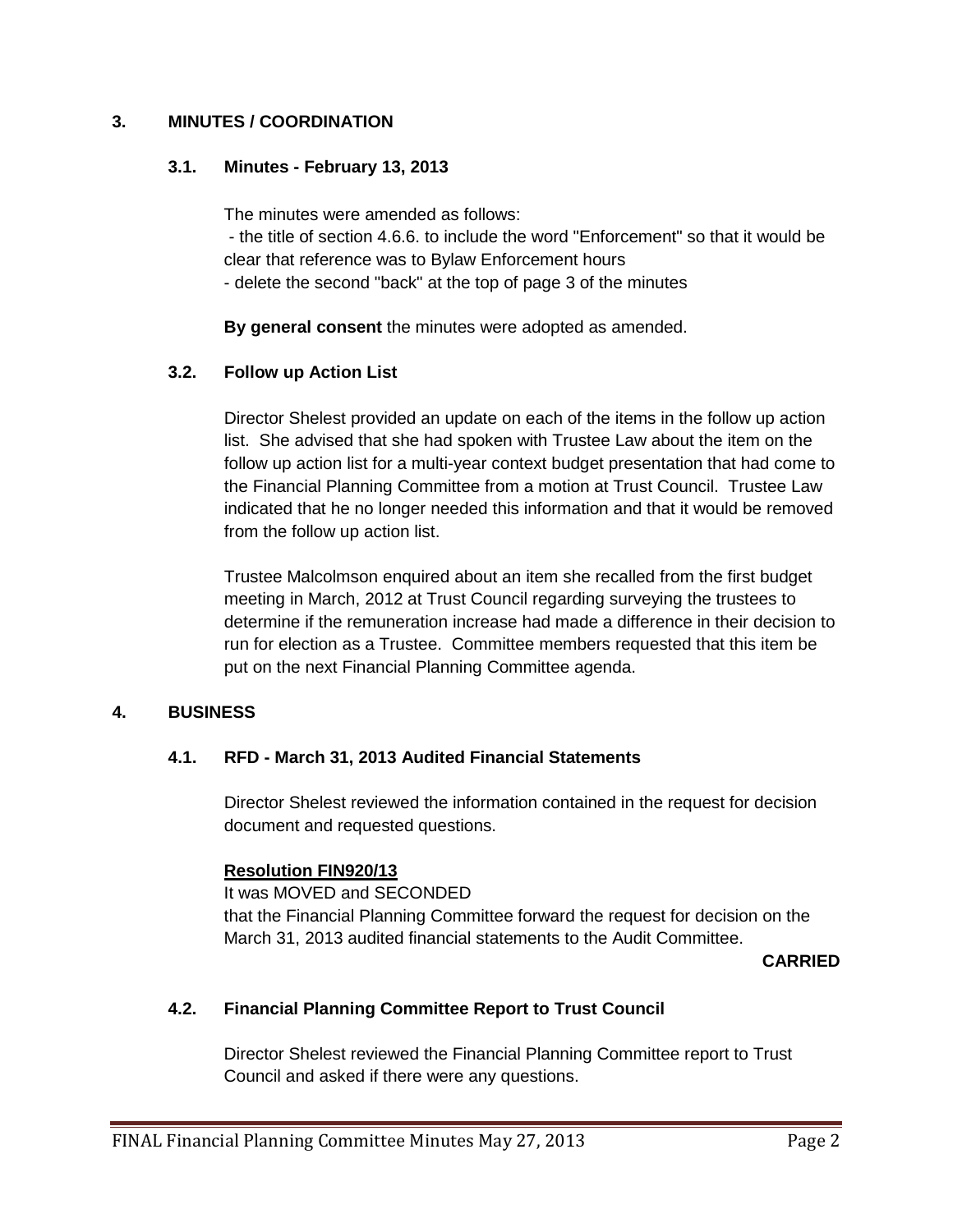## 3. MINUTES / COORDINATION

### 3.1. Minutes - February 13, 2013

The minutes were amended as follows:
- the title of section 4.6.6. to include the word "Enforcement" so that it would be clear that reference was to Bylaw Enforcement hours
- delete the second "back" at the top of page 3 of the minutes

**By general consent** the minutes were adopted as amended.

### 3.2. Follow up Action List

Director Shelest provided an update on each of the items in the follow up action list. She advised that she had spoken with Trustee Law about the item on the follow up action list for a multi-year context budget presentation that had come to the Financial Planning Committee from a motion at Trust Council. Trustee Law indicated that he no longer needed this information and that it would be removed from the follow up action list.

Trustee Malcolmson enquired about an item she recalled from the first budget meeting in March, 2012 at Trust Council regarding surveying the trustees to determine if the remuneration increase had made a difference in their decision to run for election as a Trustee. Committee members requested that this item be put on the next Financial Planning Committee agenda.

## 4. BUSINESS

### 4.1. RFD - March 31, 2013 Audited Financial Statements

Director Shelest reviewed the information contained in the request for decision document and requested questions.

**Resolution FIN920/13**

It was MOVED and SECONDED
that the Financial Planning Committee forward the request for decision on the March 31, 2013 audited financial statements to the Audit Committee.

**CARRIED**

### 4.2. Financial Planning Committee Report to Trust Council

Director Shelest reviewed the Financial Planning Committee report to Trust Council and asked if there were any questions.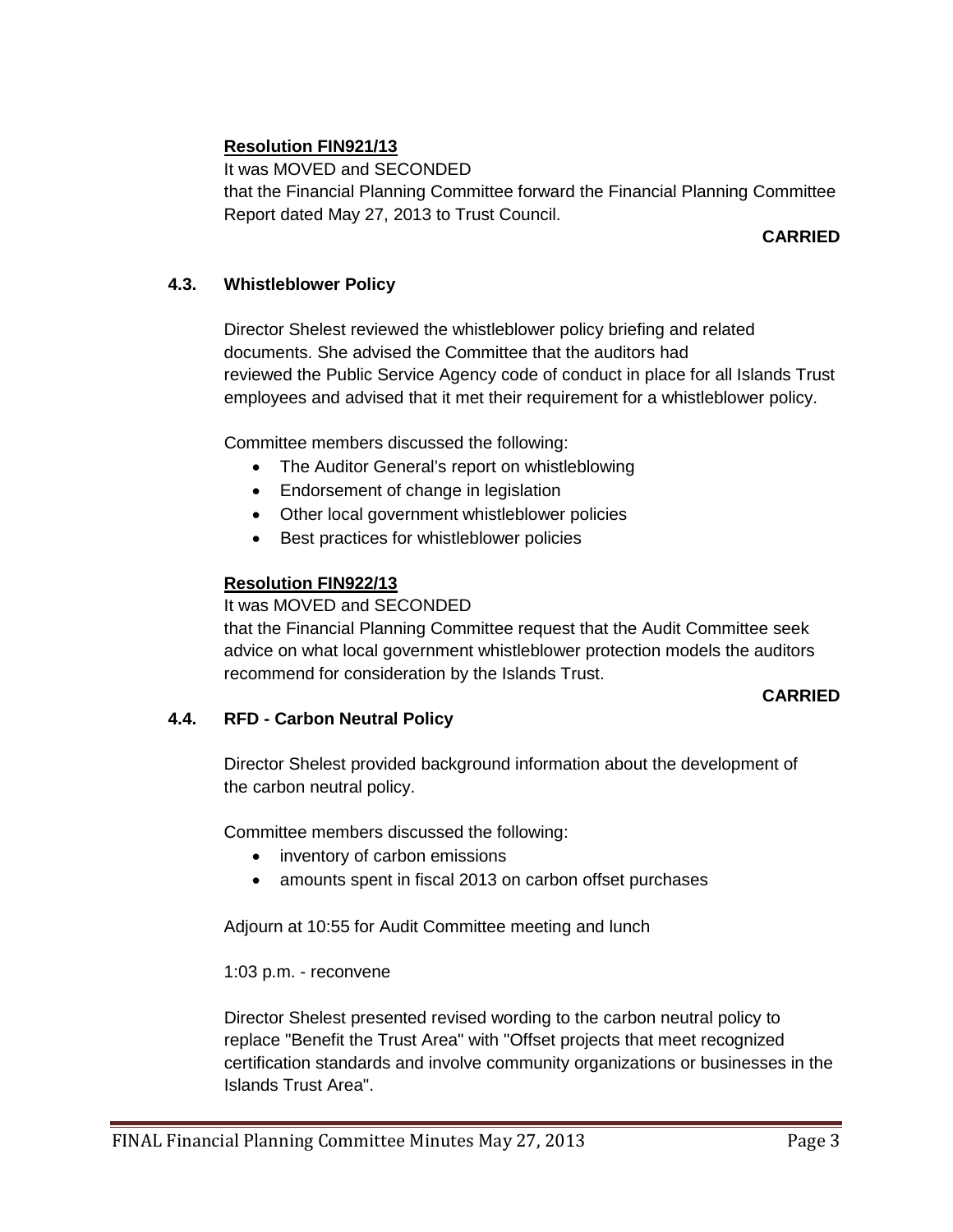**Resolution FIN921/13**

It was MOVED and SECONDED

that the Financial Planning Committee forward the Financial Planning Committee Report dated May 27, 2013 to Trust Council.

**CARRIED**

### 4.3. Whistleblower Policy

Director Shelest reviewed the whistleblower policy briefing and related documents. She advised the Committee that the auditors had reviewed the Public Service Agency code of conduct in place for all Islands Trust employees and advised that it met their requirement for a whistleblower policy.

Committee members discussed the following:

- The Auditor General's report on whistleblowing
- Endorsement of change in legislation
- Other local government whistleblower policies
- Best practices for whistleblower policies

**Resolution FIN922/13**

It was MOVED and SECONDED

that the Financial Planning Committee request that the Audit Committee seek advice on what local government whistleblower protection models the auditors recommend for consideration by the Islands Trust.

**CARRIED**

### 4.4. RFD - Carbon Neutral Policy

Director Shelest provided background information about the development of the carbon neutral policy.

Committee members discussed the following:

- inventory of carbon emissions
- amounts spent in fiscal 2013 on carbon offset purchases

Adjourn at 10:55 for Audit Committee meeting and lunch

1:03 p.m. - reconvene

Director Shelest presented revised wording to the carbon neutral policy to replace "Benefit the Trust Area" with "Offset projects that meet recognized certification standards and involve community organizations or businesses in the Islands Trust Area".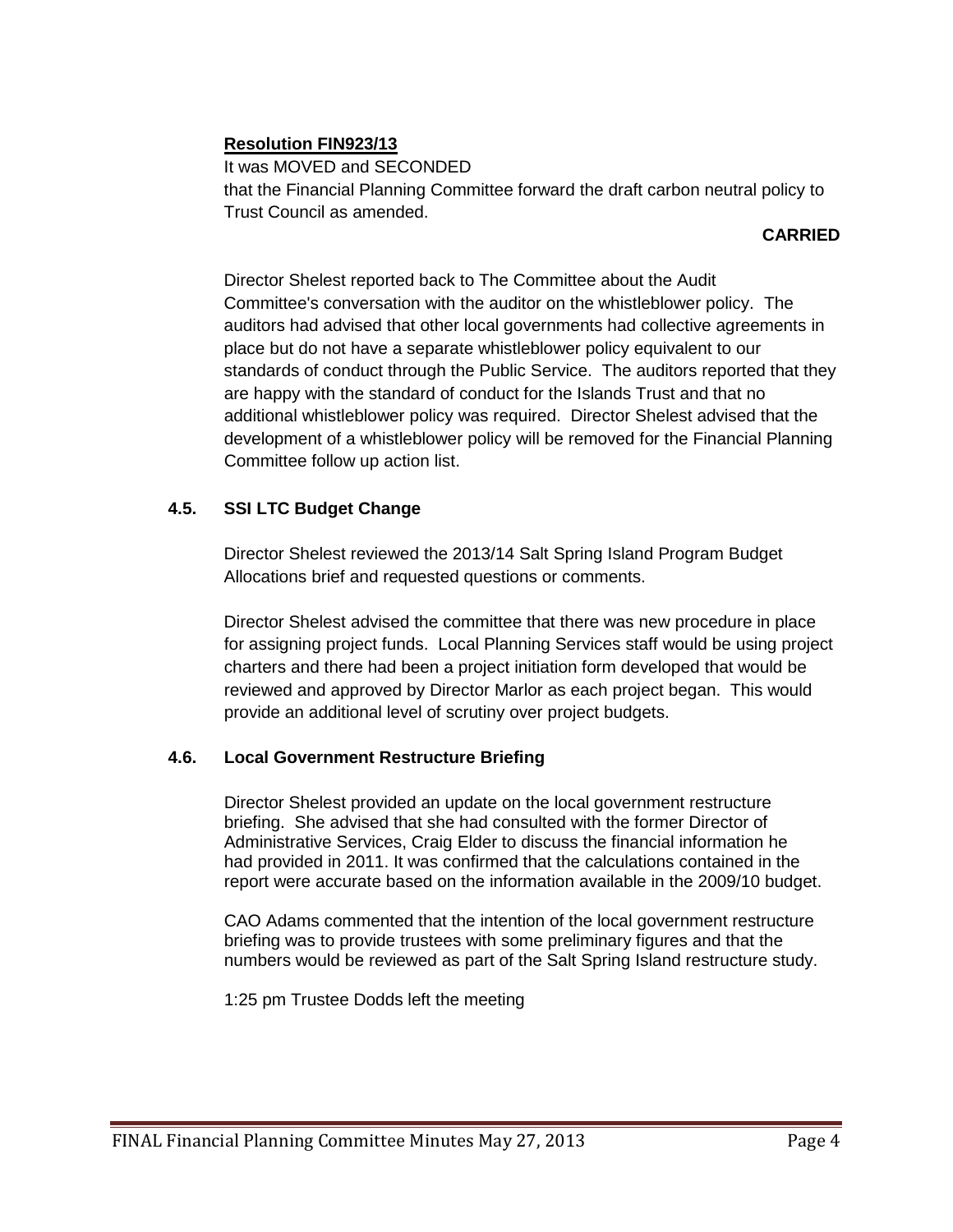**Resolution FIN923/13**

It was MOVED and SECONDED

that the Financial Planning Committee forward the draft carbon neutral policy to Trust Council as amended.

**CARRIED**

Director Shelest reported back to The Committee about the Audit Committee's conversation with the auditor on the whistleblower policy. The auditors had advised that other local governments had collective agreements in place but do not have a separate whistleblower policy equivalent to our standards of conduct through the Public Service. The auditors reported that they are happy with the standard of conduct for the Islands Trust and that no additional whistleblower policy was required. Director Shelest advised that the development of a whistleblower policy will be removed for the Financial Planning Committee follow up action list.

### 4.5. SSI LTC Budget Change

Director Shelest reviewed the 2013/14 Salt Spring Island Program Budget Allocations brief and requested questions or comments.

Director Shelest advised the committee that there was new procedure in place for assigning project funds. Local Planning Services staff would be using project charters and there had been a project initiation form developed that would be reviewed and approved by Director Marlor as each project began. This would provide an additional level of scrutiny over project budgets.

### 4.6. Local Government Restructure Briefing

Director Shelest provided an update on the local government restructure briefing. She advised that she had consulted with the former Director of Administrative Services, Craig Elder to discuss the financial information he had provided in 2011. It was confirmed that the calculations contained in the report were accurate based on the information available in the 2009/10 budget.

CAO Adams commented that the intention of the local government restructure briefing was to provide trustees with some preliminary figures and that the numbers would be reviewed as part of the Salt Spring Island restructure study.

1:25 pm Trustee Dodds left the meeting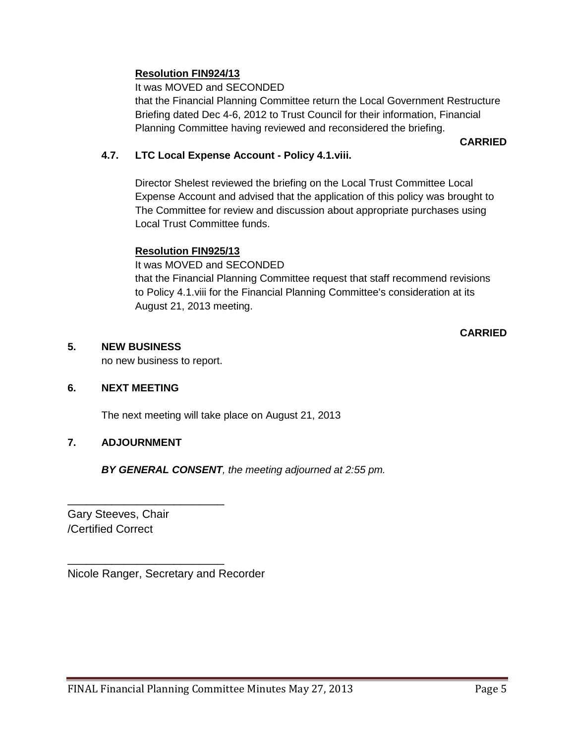**Resolution FIN924/13**

It was MOVED and SECONDED

that the Financial Planning Committee return the Local Government Restructure Briefing dated Dec 4-6, 2012 to Trust Council for their information, Financial Planning Committee having reviewed and reconsidered the briefing.

**CARRIED**

### 4.7. LTC Local Expense Account - Policy 4.1.viii.

Director Shelest reviewed the briefing on the Local Trust Committee Local Expense Account and advised that the application of this policy was brought to The Committee for review and discussion about appropriate purchases using Local Trust Committee funds.

**Resolution FIN925/13**

It was MOVED and SECONDED

that the Financial Planning Committee request that staff recommend revisions to Policy 4.1.viii for the Financial Planning Committee's consideration at its August 21, 2013 meeting.

**CARRIED**

## 5. NEW BUSINESS

no new business to report.

## 6. NEXT MEETING

The next meeting will take place on August 21, 2013

## 7. ADJOURNMENT

***BY GENERAL CONSENT**, the meeting adjourned at 2:55 pm.*

\_\_\_\_\_\_\_\_\_\_\_\_\_\_\_\_\_\_\_\_\_\_\_\_\_\_

Gary Steeves, Chair
/Certified Correct

\_\_\_\_\_\_\_\_\_\_\_\_\_\_\_\_\_\_\_\_\_\_\_\_\_\_

Nicole Ranger, Secretary and Recorder